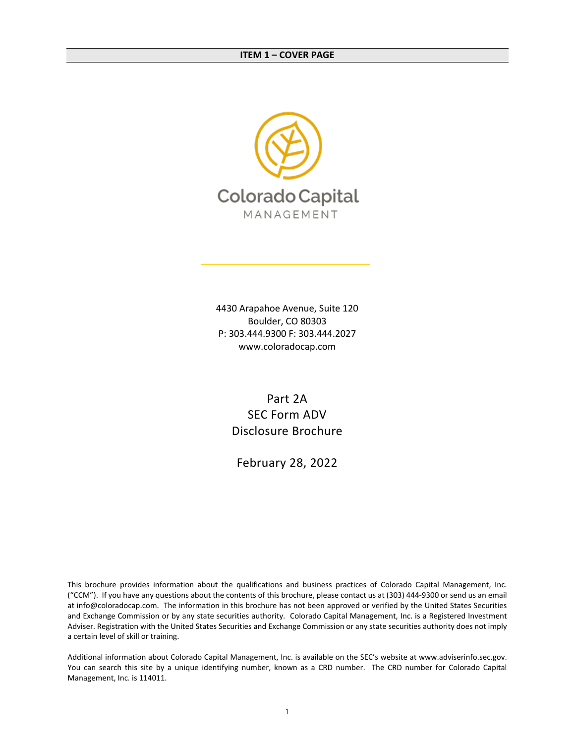## ITEM 1 – COVER PAGE

Colorado Capital
MANAGEMENT

4430 Arapahoe Avenue, Suite 120
Boulder, CO 80303
P: 303.444.9300 F: 303.444.2027
www.coloradocap.com

Part 2A
SEC Form ADV
Disclosure Brochure

February 28, 2022

This brochure provides information about the qualifications and business practices of Colorado Capital Management, Inc. ("CCM"). If you have any questions about the contents of this brochure, please contact us at (303) 444-9300 or send us an email at info@coloradocap.com. The information in this brochure has not been approved or verified by the United States Securities and Exchange Commission or by any state securities authority. Colorado Capital Management, Inc. is a Registered Investment Adviser. Registration with the United States Securities and Exchange Commission or any state securities authority does not imply a certain level of skill or training.

Additional information about Colorado Capital Management, Inc. is available on the SEC's website at www.adviserinfo.sec.gov. You can search this site by a unique identifying number, known as a CRD number. The CRD number for Colorado Capital Management, Inc. is 114011.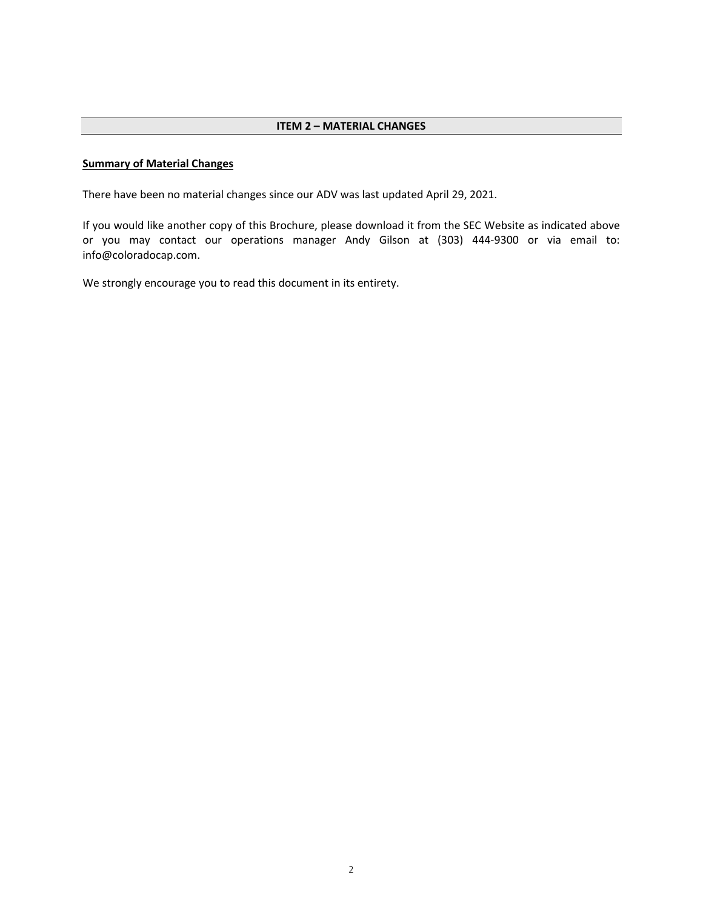## ITEM 2 – MATERIAL CHANGES

**Summary of Material Changes**

There have been no material changes since our ADV was last updated April 29, 2021.

If you would like another copy of this Brochure, please download it from the SEC Website as indicated above or you may contact our operations manager Andy Gilson at (303) 444-9300 or via email to: info@coloradocap.com.

We strongly encourage you to read this document in its entirety.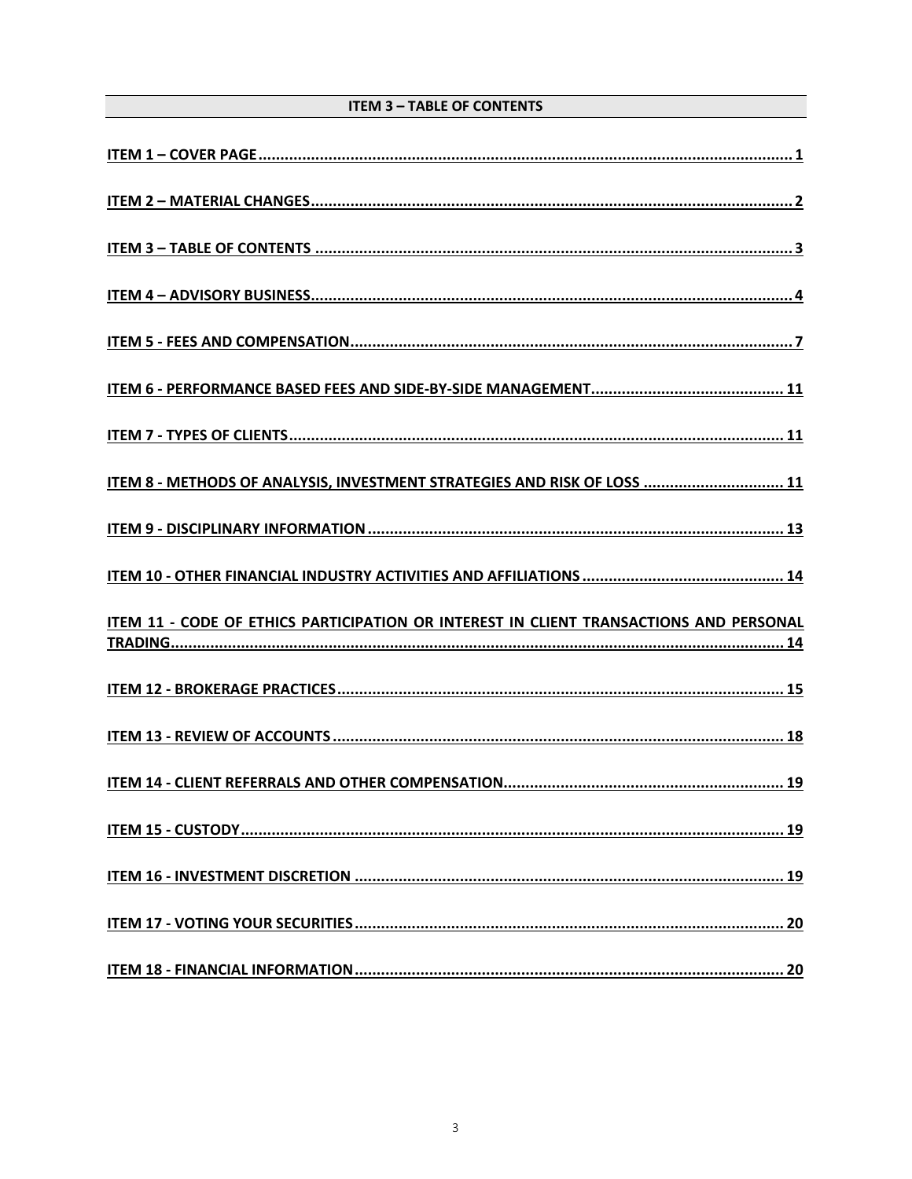## ITEM 3 – TABLE OF CONTENTS

ITEM 1 – COVER PAGE ........................................................................................................... 1

ITEM 2 – MATERIAL CHANGES ............................................................................................... 2

ITEM 3 – TABLE OF CONTENTS .............................................................................................. 3

ITEM 4 – ADVISORY BUSINESS ............................................................................................... 4

ITEM 5 - FEES AND COMPENSATION ...................................................................................... 7

ITEM 6 - PERFORMANCE BASED FEES AND SIDE-BY-SIDE MANAGEMENT ............................................ 11

ITEM 7 - TYPES OF CLIENTS ................................................................................................. 11

ITEM 8 - METHODS OF ANALYSIS, INVESTMENT STRATEGIES AND RISK OF LOSS ................................ 11

ITEM 9 - DISCIPLINARY INFORMATION ................................................................................... 13

ITEM 10 - OTHER FINANCIAL INDUSTRY ACTIVITIES AND AFFILIATIONS .............................................. 14

ITEM 11 - CODE OF ETHICS PARTICIPATION OR INTEREST IN CLIENT TRANSACTIONS AND PERSONAL TRADING ........................................................................................................................... 14

ITEM 12 - BROKERAGE PRACTICES ....................................................................................... 15

ITEM 13 - REVIEW OF ACCOUNTS ........................................................................................ 18

ITEM 14 - CLIENT REFERRALS AND OTHER COMPENSATION ................................................................ 19

ITEM 15 - CUSTODY ............................................................................................................ 19

ITEM 16 - INVESTMENT DISCRETION ................................................................................... 19

ITEM 17 - VOTING YOUR SECURITIES ................................................................................... 20

ITEM 18 - FINANCIAL INFORMATION ................................................................................... 20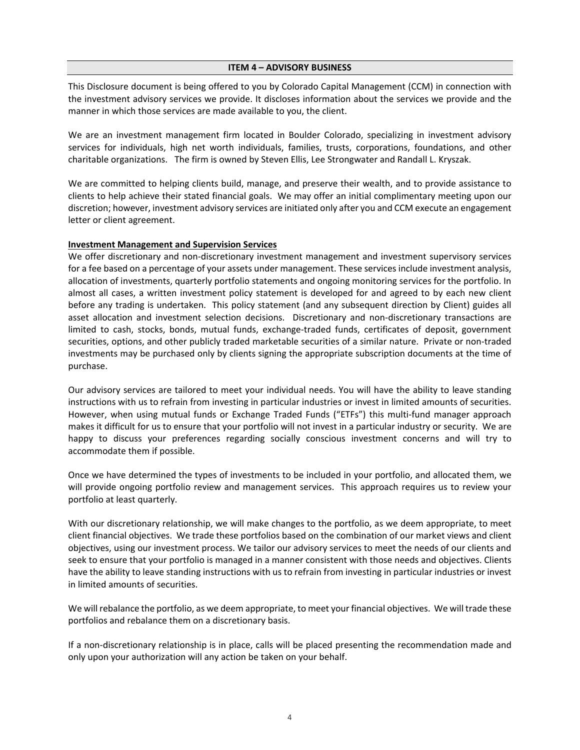## ITEM 4 – ADVISORY BUSINESS

This Disclosure document is being offered to you by Colorado Capital Management (CCM) in connection with the investment advisory services we provide. It discloses information about the services we provide and the manner in which those services are made available to you, the client.

We are an investment management firm located in Boulder Colorado, specializing in investment advisory services for individuals, high net worth individuals, families, trusts, corporations, foundations, and other charitable organizations. The firm is owned by Steven Ellis, Lee Strongwater and Randall L. Kryszak.

We are committed to helping clients build, manage, and preserve their wealth, and to provide assistance to clients to help achieve their stated financial goals. We may offer an initial complimentary meeting upon our discretion; however, investment advisory services are initiated only after you and CCM execute an engagement letter or client agreement.

**Investment Management and Supervision Services**

We offer discretionary and non-discretionary investment management and investment supervisory services for a fee based on a percentage of your assets under management. These services include investment analysis, allocation of investments, quarterly portfolio statements and ongoing monitoring services for the portfolio. In almost all cases, a written investment policy statement is developed for and agreed to by each new client before any trading is undertaken. This policy statement (and any subsequent direction by Client) guides all asset allocation and investment selection decisions. Discretionary and non-discretionary transactions are limited to cash, stocks, bonds, mutual funds, exchange-traded funds, certificates of deposit, government securities, options, and other publicly traded marketable securities of a similar nature. Private or non-traded investments may be purchased only by clients signing the appropriate subscription documents at the time of purchase.

Our advisory services are tailored to meet your individual needs. You will have the ability to leave standing instructions with us to refrain from investing in particular industries or invest in limited amounts of securities. However, when using mutual funds or Exchange Traded Funds ("ETFs") this multi-fund manager approach makes it difficult for us to ensure that your portfolio will not invest in a particular industry or security. We are happy to discuss your preferences regarding socially conscious investment concerns and will try to accommodate them if possible.

Once we have determined the types of investments to be included in your portfolio, and allocated them, we will provide ongoing portfolio review and management services. This approach requires us to review your portfolio at least quarterly.

With our discretionary relationship, we will make changes to the portfolio, as we deem appropriate, to meet client financial objectives. We trade these portfolios based on the combination of our market views and client objectives, using our investment process. We tailor our advisory services to meet the needs of our clients and seek to ensure that your portfolio is managed in a manner consistent with those needs and objectives. Clients have the ability to leave standing instructions with us to refrain from investing in particular industries or invest in limited amounts of securities.

We will rebalance the portfolio, as we deem appropriate, to meet your financial objectives. We will trade these portfolios and rebalance them on a discretionary basis.

If a non-discretionary relationship is in place, calls will be placed presenting the recommendation made and only upon your authorization will any action be taken on your behalf.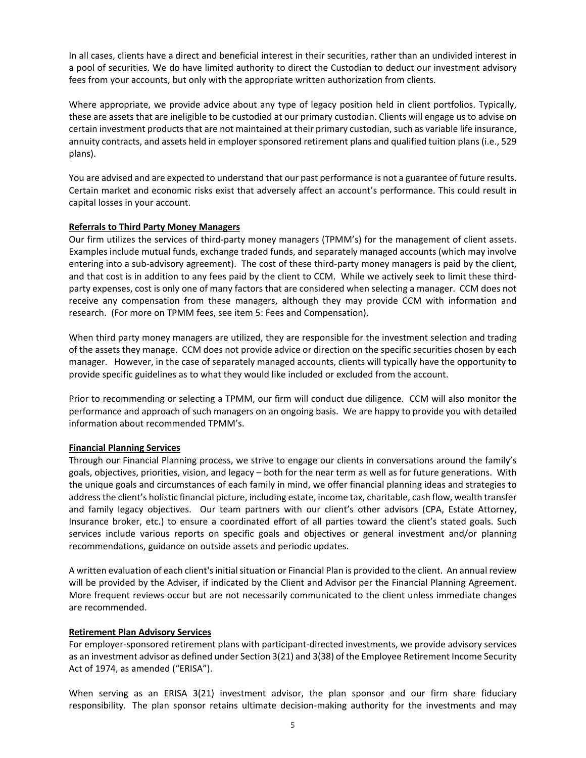In all cases, clients have a direct and beneficial interest in their securities, rather than an undivided interest in a pool of securities. We do have limited authority to direct the Custodian to deduct our investment advisory fees from your accounts, but only with the appropriate written authorization from clients.

Where appropriate, we provide advice about any type of legacy position held in client portfolios. Typically, these are assets that are ineligible to be custodied at our primary custodian. Clients will engage us to advise on certain investment products that are not maintained at their primary custodian, such as variable life insurance, annuity contracts, and assets held in employer sponsored retirement plans and qualified tuition plans (i.e., 529 plans).

You are advised and are expected to understand that our past performance is not a guarantee of future results. Certain market and economic risks exist that adversely affect an account's performance. This could result in capital losses in your account.

**Referrals to Third Party Money Managers**

Our firm utilizes the services of third-party money managers (TPMM's) for the management of client assets. Examples include mutual funds, exchange traded funds, and separately managed accounts (which may involve entering into a sub-advisory agreement). The cost of these third-party money managers is paid by the client, and that cost is in addition to any fees paid by the client to CCM. While we actively seek to limit these third-party expenses, cost is only one of many factors that are considered when selecting a manager. CCM does not receive any compensation from these managers, although they may provide CCM with information and research. (For more on TPMM fees, see item 5: Fees and Compensation).

When third party money managers are utilized, they are responsible for the investment selection and trading of the assets they manage. CCM does not provide advice or direction on the specific securities chosen by each manager. However, in the case of separately managed accounts, clients will typically have the opportunity to provide specific guidelines as to what they would like included or excluded from the account.

Prior to recommending or selecting a TPMM, our firm will conduct due diligence. CCM will also monitor the performance and approach of such managers on an ongoing basis. We are happy to provide you with detailed information about recommended TPMM's.

**Financial Planning Services**

Through our Financial Planning process, we strive to engage our clients in conversations around the family's goals, objectives, priorities, vision, and legacy – both for the near term as well as for future generations. With the unique goals and circumstances of each family in mind, we offer financial planning ideas and strategies to address the client's holistic financial picture, including estate, income tax, charitable, cash flow, wealth transfer and family legacy objectives. Our team partners with our client's other advisors (CPA, Estate Attorney, Insurance broker, etc.) to ensure a coordinated effort of all parties toward the client's stated goals. Such services include various reports on specific goals and objectives or general investment and/or planning recommendations, guidance on outside assets and periodic updates.

A written evaluation of each client's initial situation or Financial Plan is provided to the client. An annual review will be provided by the Adviser, if indicated by the Client and Advisor per the Financial Planning Agreement. More frequent reviews occur but are not necessarily communicated to the client unless immediate changes are recommended.

**Retirement Plan Advisory Services**

For employer-sponsored retirement plans with participant-directed investments, we provide advisory services as an investment advisor as defined under Section 3(21) and 3(38) of the Employee Retirement Income Security Act of 1974, as amended ("ERISA").

When serving as an ERISA 3(21) investment advisor, the plan sponsor and our firm share fiduciary responsibility. The plan sponsor retains ultimate decision-making authority for the investments and may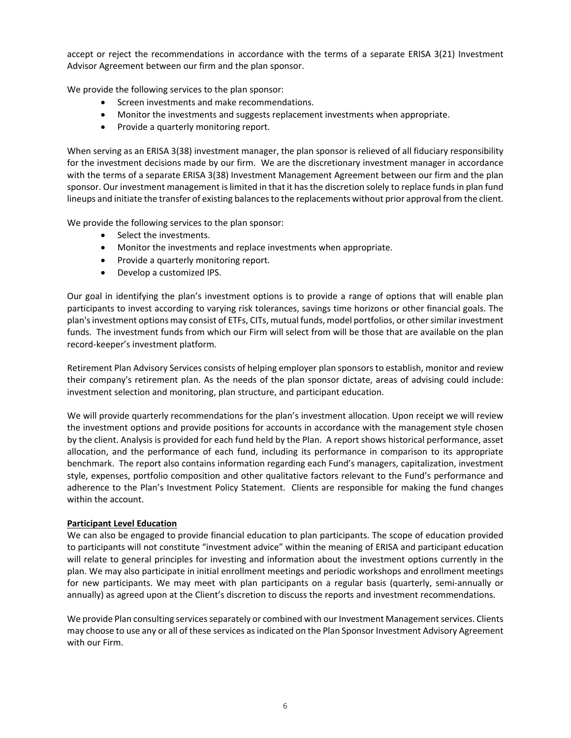accept or reject the recommendations in accordance with the terms of a separate ERISA 3(21) Investment Advisor Agreement between our firm and the plan sponsor.

We provide the following services to the plan sponsor:

- Screen investments and make recommendations.
- Monitor the investments and suggests replacement investments when appropriate.
- Provide a quarterly monitoring report.

When serving as an ERISA 3(38) investment manager, the plan sponsor is relieved of all fiduciary responsibility for the investment decisions made by our firm. We are the discretionary investment manager in accordance with the terms of a separate ERISA 3(38) Investment Management Agreement between our firm and the plan sponsor. Our investment management is limited in that it has the discretion solely to replace funds in plan fund lineups and initiate the transfer of existing balances to the replacements without prior approval from the client.

We provide the following services to the plan sponsor:

- Select the investments.
- Monitor the investments and replace investments when appropriate.
- Provide a quarterly monitoring report.
- Develop a customized IPS.

Our goal in identifying the plan's investment options is to provide a range of options that will enable plan participants to invest according to varying risk tolerances, savings time horizons or other financial goals. The plan's investment options may consist of ETFs, CITs, mutual funds, model portfolios, or other similar investment funds. The investment funds from which our Firm will select from will be those that are available on the plan record-keeper's investment platform.

Retirement Plan Advisory Services consists of helping employer plan sponsors to establish, monitor and review their company's retirement plan. As the needs of the plan sponsor dictate, areas of advising could include: investment selection and monitoring, plan structure, and participant education.

We will provide quarterly recommendations for the plan's investment allocation. Upon receipt we will review the investment options and provide positions for accounts in accordance with the management style chosen by the client. Analysis is provided for each fund held by the Plan. A report shows historical performance, asset allocation, and the performance of each fund, including its performance in comparison to its appropriate benchmark. The report also contains information regarding each Fund's managers, capitalization, investment style, expenses, portfolio composition and other qualitative factors relevant to the Fund's performance and adherence to the Plan's Investment Policy Statement. Clients are responsible for making the fund changes within the account.

**Participant Level Education**

We can also be engaged to provide financial education to plan participants. The scope of education provided to participants will not constitute "investment advice" within the meaning of ERISA and participant education will relate to general principles for investing and information about the investment options currently in the plan. We may also participate in initial enrollment meetings and periodic workshops and enrollment meetings for new participants. We may meet with plan participants on a regular basis (quarterly, semi-annually or annually) as agreed upon at the Client's discretion to discuss the reports and investment recommendations.

We provide Plan consulting services separately or combined with our Investment Management services. Clients may choose to use any or all of these services as indicated on the Plan Sponsor Investment Advisory Agreement with our Firm.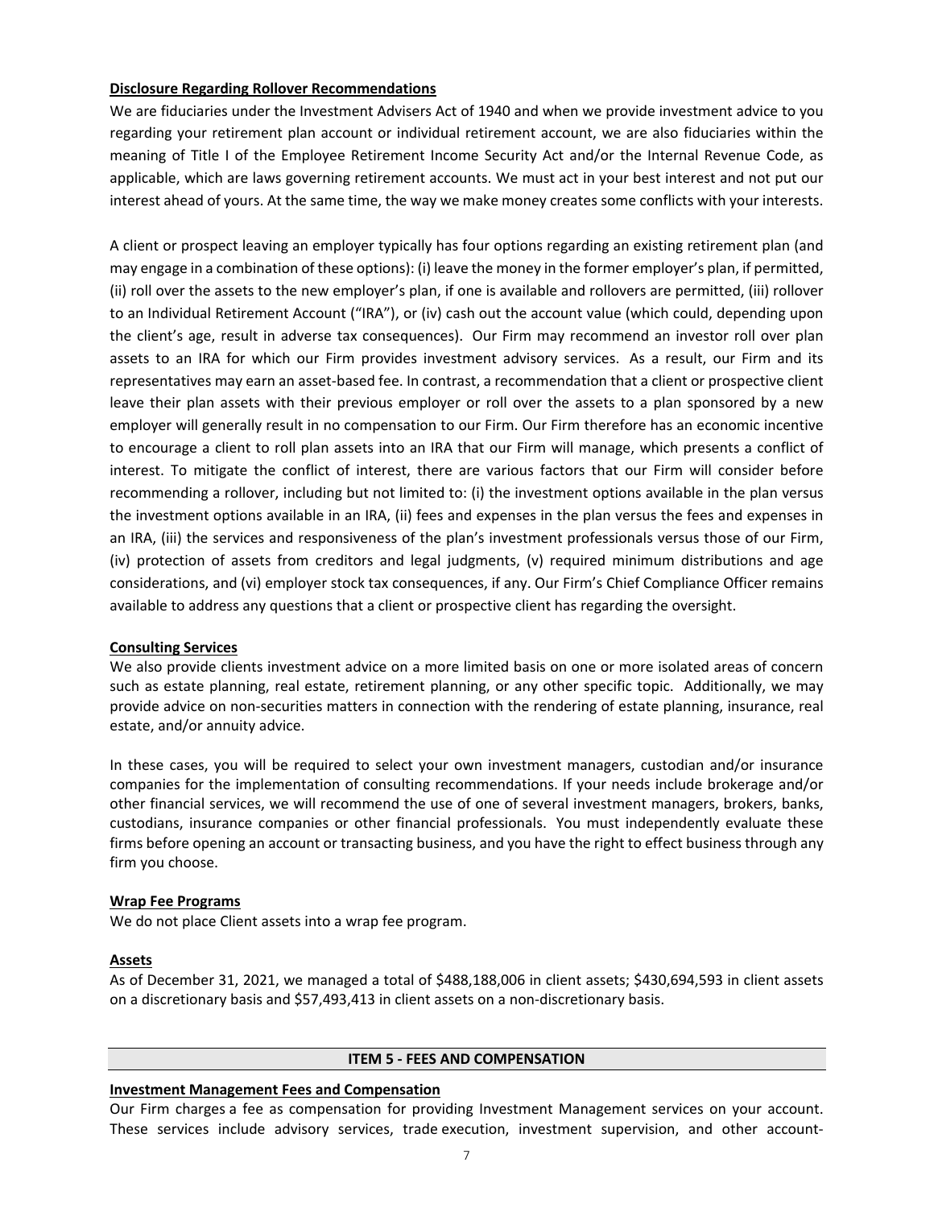**Disclosure Regarding Rollover Recommendations**

We are fiduciaries under the Investment Advisers Act of 1940 and when we provide investment advice to you regarding your retirement plan account or individual retirement account, we are also fiduciaries within the meaning of Title I of the Employee Retirement Income Security Act and/or the Internal Revenue Code, as applicable, which are laws governing retirement accounts. We must act in your best interest and not put our interest ahead of yours. At the same time, the way we make money creates some conflicts with your interests.

A client or prospect leaving an employer typically has four options regarding an existing retirement plan (and may engage in a combination of these options): (i) leave the money in the former employer's plan, if permitted, (ii) roll over the assets to the new employer's plan, if one is available and rollovers are permitted, (iii) rollover to an Individual Retirement Account ("IRA"), or (iv) cash out the account value (which could, depending upon the client's age, result in adverse tax consequences). Our Firm may recommend an investor roll over plan assets to an IRA for which our Firm provides investment advisory services. As a result, our Firm and its representatives may earn an asset-based fee. In contrast, a recommendation that a client or prospective client leave their plan assets with their previous employer or roll over the assets to a plan sponsored by a new employer will generally result in no compensation to our Firm. Our Firm therefore has an economic incentive to encourage a client to roll plan assets into an IRA that our Firm will manage, which presents a conflict of interest. To mitigate the conflict of interest, there are various factors that our Firm will consider before recommending a rollover, including but not limited to: (i) the investment options available in the plan versus the investment options available in an IRA, (ii) fees and expenses in the plan versus the fees and expenses in an IRA, (iii) the services and responsiveness of the plan's investment professionals versus those of our Firm, (iv) protection of assets from creditors and legal judgments, (v) required minimum distributions and age considerations, and (vi) employer stock tax consequences, if any. Our Firm's Chief Compliance Officer remains available to address any questions that a client or prospective client has regarding the oversight.

**Consulting Services**

We also provide clients investment advice on a more limited basis on one or more isolated areas of concern such as estate planning, real estate, retirement planning, or any other specific topic. Additionally, we may provide advice on non-securities matters in connection with the rendering of estate planning, insurance, real estate, and/or annuity advice.

In these cases, you will be required to select your own investment managers, custodian and/or insurance companies for the implementation of consulting recommendations. If your needs include brokerage and/or other financial services, we will recommend the use of one of several investment managers, brokers, banks, custodians, insurance companies or other financial professionals. You must independently evaluate these firms before opening an account or transacting business, and you have the right to effect business through any firm you choose.

**Wrap Fee Programs**

We do not place Client assets into a wrap fee program.

**Assets**

As of December 31, 2021, we managed a total of $488,188,006 in client assets; $430,694,593 in client assets on a discretionary basis and $57,493,413 in client assets on a non-discretionary basis.

## ITEM 5 - FEES AND COMPENSATION

**Investment Management Fees and Compensation**

Our Firm charges a fee as compensation for providing Investment Management services on your account. These services include advisory services, trade execution, investment supervision, and other account-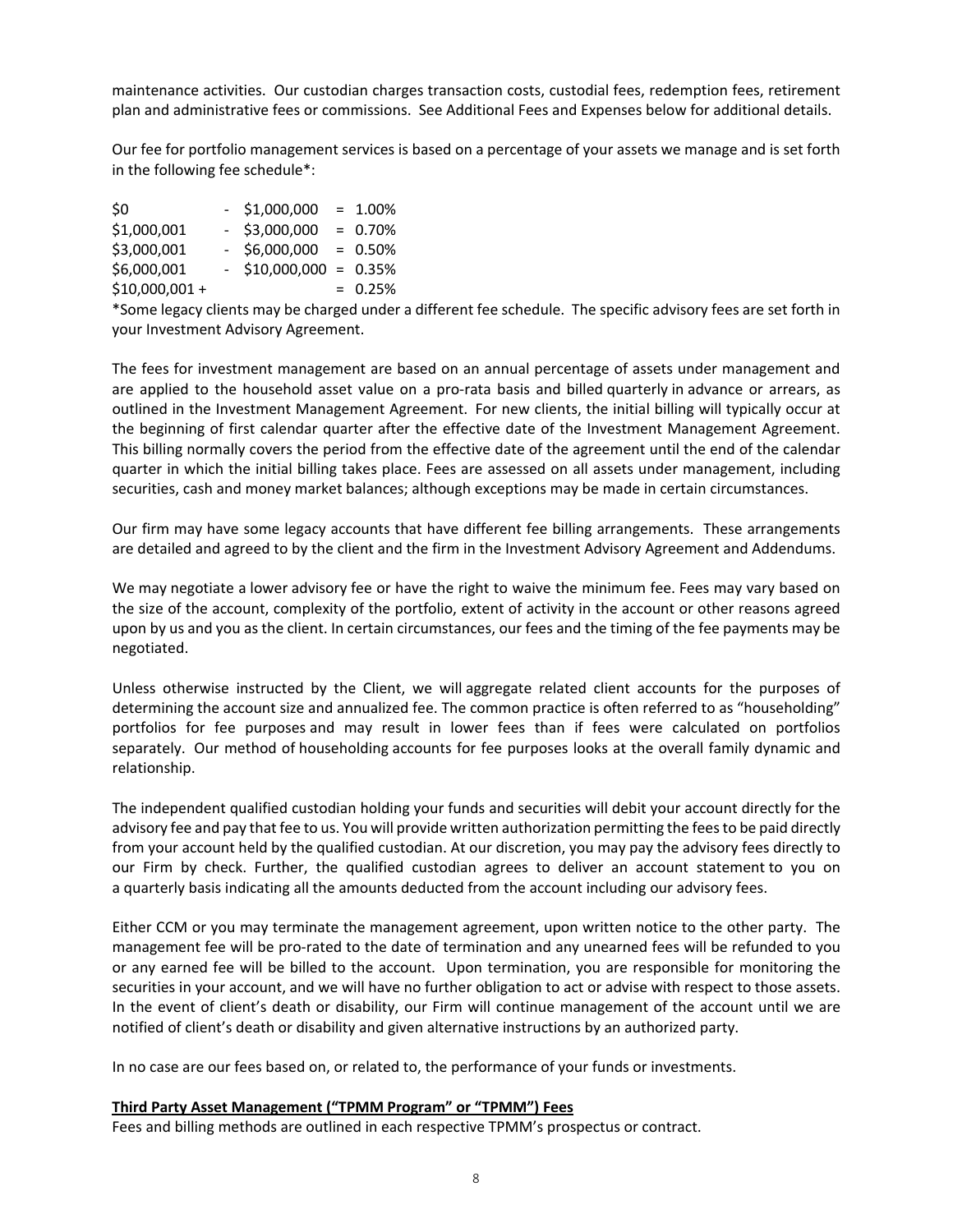maintenance activities. Our custodian charges transaction costs, custodial fees, redemption fees, retirement plan and administrative fees or commissions. See Additional Fees and Expenses below for additional details.

Our fee for portfolio management services is based on a percentage of your assets we manage and is set forth in the following fee schedule*:

| | | | |
|---|---|---|---|
| $0 | - $1,000,000 | = | 1.00% |
| $1,000,001 | - $3,000,000 | = | 0.70% |
| $3,000,001 | - $6,000,000 | = | 0.50% |
| $6,000,001 | - $10,000,000 | = | 0.35% |
| $10,000,001 + | | = | 0.25% |

*Some legacy clients may be charged under a different fee schedule. The specific advisory fees are set forth in your Investment Advisory Agreement.

The fees for investment management are based on an annual percentage of assets under management and are applied to the household asset value on a pro-rata basis and billed quarterly in advance or arrears, as outlined in the Investment Management Agreement. For new clients, the initial billing will typically occur at the beginning of first calendar quarter after the effective date of the Investment Management Agreement. This billing normally covers the period from the effective date of the agreement until the end of the calendar quarter in which the initial billing takes place. Fees are assessed on all assets under management, including securities, cash and money market balances; although exceptions may be made in certain circumstances.

Our firm may have some legacy accounts that have different fee billing arrangements. These arrangements are detailed and agreed to by the client and the firm in the Investment Advisory Agreement and Addendums.

We may negotiate a lower advisory fee or have the right to waive the minimum fee. Fees may vary based on the size of the account, complexity of the portfolio, extent of activity in the account or other reasons agreed upon by us and you as the client. In certain circumstances, our fees and the timing of the fee payments may be negotiated.

Unless otherwise instructed by the Client, we will aggregate related client accounts for the purposes of determining the account size and annualized fee. The common practice is often referred to as "householding" portfolios for fee purposes and may result in lower fees than if fees were calculated on portfolios separately. Our method of householding accounts for fee purposes looks at the overall family dynamic and relationship.

The independent qualified custodian holding your funds and securities will debit your account directly for the advisory fee and pay that fee to us. You will provide written authorization permitting the fees to be paid directly from your account held by the qualified custodian. At our discretion, you may pay the advisory fees directly to our Firm by check. Further, the qualified custodian agrees to deliver an account statement to you on a quarterly basis indicating all the amounts deducted from the account including our advisory fees.

Either CCM or you may terminate the management agreement, upon written notice to the other party. The management fee will be pro-rated to the date of termination and any unearned fees will be refunded to you or any earned fee will be billed to the account. Upon termination, you are responsible for monitoring the securities in your account, and we will have no further obligation to act or advise with respect to those assets. In the event of client's death or disability, our Firm will continue management of the account until we are notified of client's death or disability and given alternative instructions by an authorized party.

In no case are our fees based on, or related to, the performance of your funds or investments.

**Third Party Asset Management ("TPMM Program" or "TPMM") Fees**

Fees and billing methods are outlined in each respective TPMM's prospectus or contract.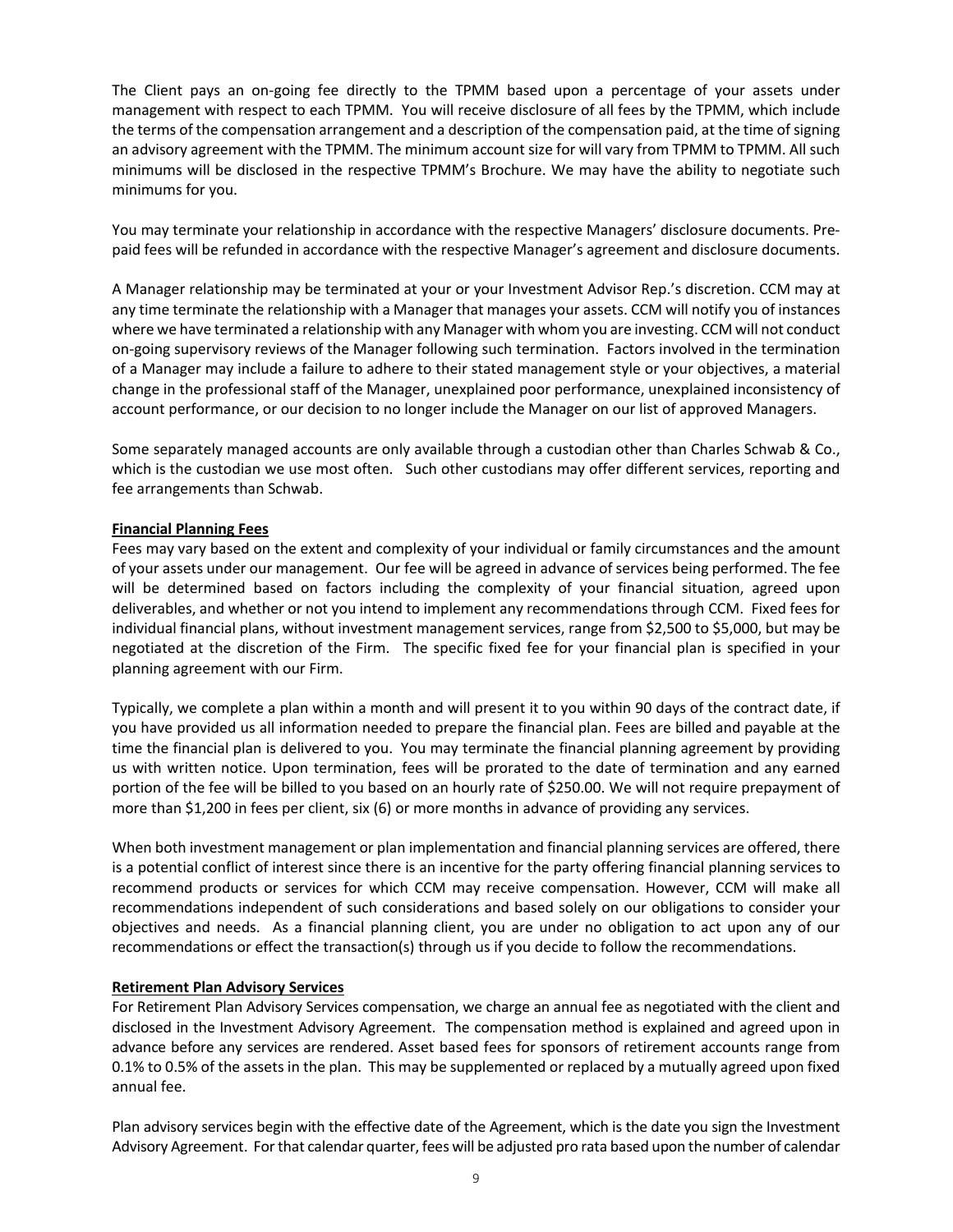The Client pays an on-going fee directly to the TPMM based upon a percentage of your assets under management with respect to each TPMM. You will receive disclosure of all fees by the TPMM, which include the terms of the compensation arrangement and a description of the compensation paid, at the time of signing an advisory agreement with the TPMM. The minimum account size for will vary from TPMM to TPMM. All such minimums will be disclosed in the respective TPMM's Brochure. We may have the ability to negotiate such minimums for you.

You may terminate your relationship in accordance with the respective Managers' disclosure documents. Pre-paid fees will be refunded in accordance with the respective Manager's agreement and disclosure documents.

A Manager relationship may be terminated at your or your Investment Advisor Rep.'s discretion. CCM may at any time terminate the relationship with a Manager that manages your assets. CCM will notify you of instances where we have terminated a relationship with any Manager with whom you are investing. CCM will not conduct on-going supervisory reviews of the Manager following such termination. Factors involved in the termination of a Manager may include a failure to adhere to their stated management style or your objectives, a material change in the professional staff of the Manager, unexplained poor performance, unexplained inconsistency of account performance, or our decision to no longer include the Manager on our list of approved Managers.

Some separately managed accounts are only available through a custodian other than Charles Schwab & Co., which is the custodian we use most often. Such other custodians may offer different services, reporting and fee arrangements than Schwab.

**Financial Planning Fees**

Fees may vary based on the extent and complexity of your individual or family circumstances and the amount of your assets under our management. Our fee will be agreed in advance of services being performed. The fee will be determined based on factors including the complexity of your financial situation, agreed upon deliverables, and whether or not you intend to implement any recommendations through CCM. Fixed fees for individual financial plans, without investment management services, range from $2,500 to $5,000, but may be negotiated at the discretion of the Firm. The specific fixed fee for your financial plan is specified in your planning agreement with our Firm.

Typically, we complete a plan within a month and will present it to you within 90 days of the contract date, if you have provided us all information needed to prepare the financial plan. Fees are billed and payable at the time the financial plan is delivered to you. You may terminate the financial planning agreement by providing us with written notice. Upon termination, fees will be prorated to the date of termination and any earned portion of the fee will be billed to you based on an hourly rate of $250.00. We will not require prepayment of more than $1,200 in fees per client, six (6) or more months in advance of providing any services.

When both investment management or plan implementation and financial planning services are offered, there is a potential conflict of interest since there is an incentive for the party offering financial planning services to recommend products or services for which CCM may receive compensation. However, CCM will make all recommendations independent of such considerations and based solely on our obligations to consider your objectives and needs. As a financial planning client, you are under no obligation to act upon any of our recommendations or effect the transaction(s) through us if you decide to follow the recommendations.

**Retirement Plan Advisory Services**

For Retirement Plan Advisory Services compensation, we charge an annual fee as negotiated with the client and disclosed in the Investment Advisory Agreement. The compensation method is explained and agreed upon in advance before any services are rendered. Asset based fees for sponsors of retirement accounts range from 0.1% to 0.5% of the assets in the plan. This may be supplemented or replaced by a mutually agreed upon fixed annual fee.

Plan advisory services begin with the effective date of the Agreement, which is the date you sign the Investment Advisory Agreement. For that calendar quarter, fees will be adjusted pro rata based upon the number of calendar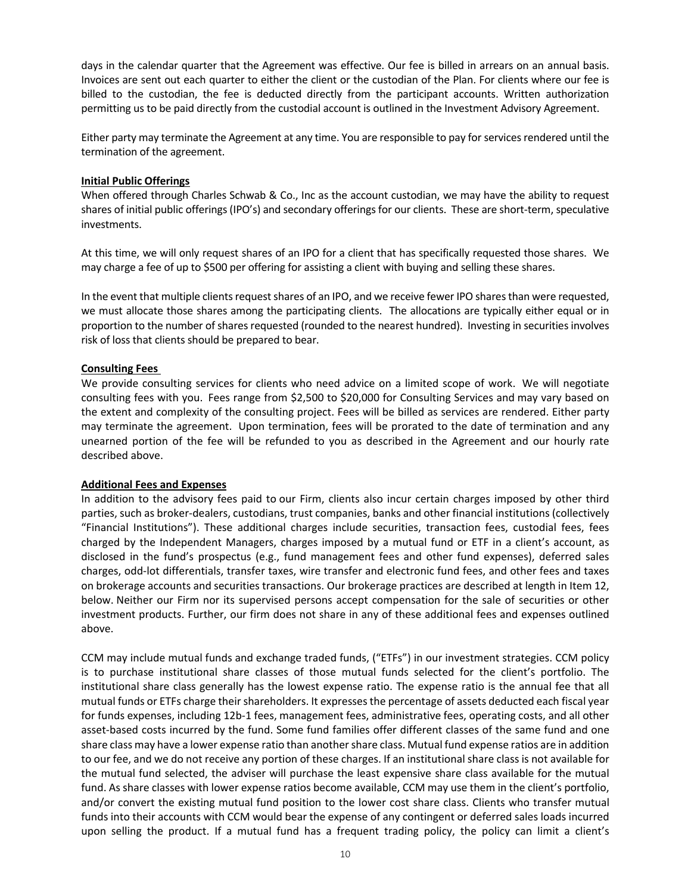days in the calendar quarter that the Agreement was effective. Our fee is billed in arrears on an annual basis. Invoices are sent out each quarter to either the client or the custodian of the Plan. For clients where our fee is billed to the custodian, the fee is deducted directly from the participant accounts. Written authorization permitting us to be paid directly from the custodial account is outlined in the Investment Advisory Agreement.

Either party may terminate the Agreement at any time. You are responsible to pay for services rendered until the termination of the agreement.

**Initial Public Offerings**

When offered through Charles Schwab & Co., Inc as the account custodian, we may have the ability to request shares of initial public offerings (IPO's) and secondary offerings for our clients. These are short-term, speculative investments.

At this time, we will only request shares of an IPO for a client that has specifically requested those shares. We may charge a fee of up to $500 per offering for assisting a client with buying and selling these shares.

In the event that multiple clients request shares of an IPO, and we receive fewer IPO shares than were requested, we must allocate those shares among the participating clients. The allocations are typically either equal or in proportion to the number of shares requested (rounded to the nearest hundred). Investing in securities involves risk of loss that clients should be prepared to bear.

**Consulting Fees**

We provide consulting services for clients who need advice on a limited scope of work. We will negotiate consulting fees with you. Fees range from $2,500 to $20,000 for Consulting Services and may vary based on the extent and complexity of the consulting project. Fees will be billed as services are rendered. Either party may terminate the agreement. Upon termination, fees will be prorated to the date of termination and any unearned portion of the fee will be refunded to you as described in the Agreement and our hourly rate described above.

**Additional Fees and Expenses**

In addition to the advisory fees paid to our Firm, clients also incur certain charges imposed by other third parties, such as broker-dealers, custodians, trust companies, banks and other financial institutions (collectively "Financial Institutions"). These additional charges include securities, transaction fees, custodial fees, fees charged by the Independent Managers, charges imposed by a mutual fund or ETF in a client's account, as disclosed in the fund's prospectus (e.g., fund management fees and other fund expenses), deferred sales charges, odd-lot differentials, transfer taxes, wire transfer and electronic fund fees, and other fees and taxes on brokerage accounts and securities transactions. Our brokerage practices are described at length in Item 12, below. Neither our Firm nor its supervised persons accept compensation for the sale of securities or other investment products. Further, our firm does not share in any of these additional fees and expenses outlined above.

CCM may include mutual funds and exchange traded funds, ("ETFs") in our investment strategies. CCM policy is to purchase institutional share classes of those mutual funds selected for the client's portfolio. The institutional share class generally has the lowest expense ratio. The expense ratio is the annual fee that all mutual funds or ETFs charge their shareholders. It expresses the percentage of assets deducted each fiscal year for funds expenses, including 12b-1 fees, management fees, administrative fees, operating costs, and all other asset-based costs incurred by the fund. Some fund families offer different classes of the same fund and one share class may have a lower expense ratio than another share class. Mutual fund expense ratios are in addition to our fee, and we do not receive any portion of these charges. If an institutional share class is not available for the mutual fund selected, the adviser will purchase the least expensive share class available for the mutual fund. As share classes with lower expense ratios become available, CCM may use them in the client's portfolio, and/or convert the existing mutual fund position to the lower cost share class. Clients who transfer mutual funds into their accounts with CCM would bear the expense of any contingent or deferred sales loads incurred upon selling the product. If a mutual fund has a frequent trading policy, the policy can limit a client's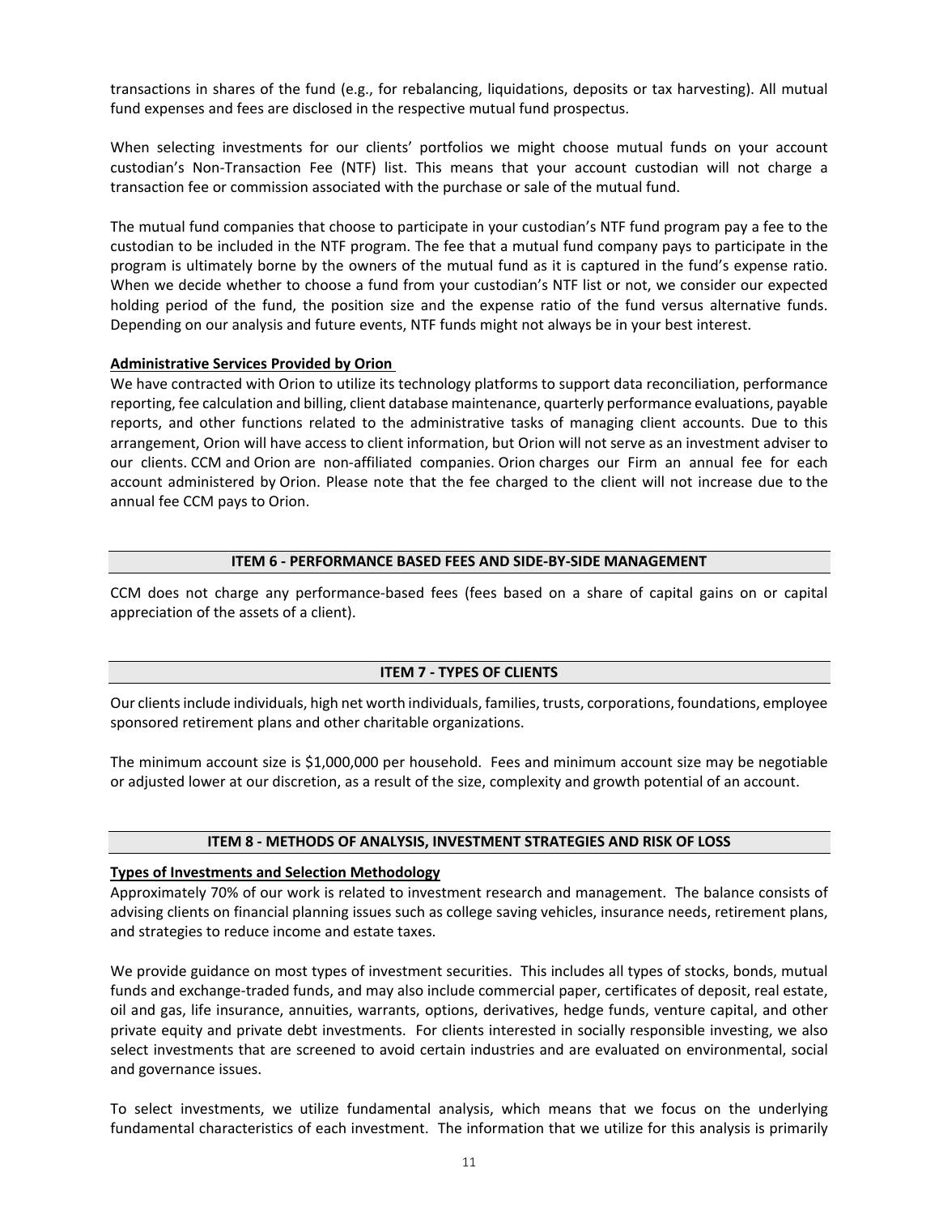transactions in shares of the fund (e.g., for rebalancing, liquidations, deposits or tax harvesting). All mutual fund expenses and fees are disclosed in the respective mutual fund prospectus.

When selecting investments for our clients' portfolios we might choose mutual funds on your account custodian's Non-Transaction Fee (NTF) list. This means that your account custodian will not charge a transaction fee or commission associated with the purchase or sale of the mutual fund.

The mutual fund companies that choose to participate in your custodian's NTF fund program pay a fee to the custodian to be included in the NTF program. The fee that a mutual fund company pays to participate in the program is ultimately borne by the owners of the mutual fund as it is captured in the fund's expense ratio. When we decide whether to choose a fund from your custodian's NTF list or not, we consider our expected holding period of the fund, the position size and the expense ratio of the fund versus alternative funds. Depending on our analysis and future events, NTF funds might not always be in your best interest.

**Administrative Services Provided by Orion**

We have contracted with Orion to utilize its technology platforms to support data reconciliation, performance reporting, fee calculation and billing, client database maintenance, quarterly performance evaluations, payable reports, and other functions related to the administrative tasks of managing client accounts. Due to this arrangement, Orion will have access to client information, but Orion will not serve as an investment adviser to our clients. CCM and Orion are non-affiliated companies. Orion charges our Firm an annual fee for each account administered by Orion. Please note that the fee charged to the client will not increase due to the annual fee CCM pays to Orion.

## ITEM 6 - PERFORMANCE BASED FEES AND SIDE-BY-SIDE MANAGEMENT

CCM does not charge any performance-based fees (fees based on a share of capital gains on or capital appreciation of the assets of a client).

## ITEM 7 - TYPES OF CLIENTS

Our clients include individuals, high net worth individuals, families, trusts, corporations, foundations, employee sponsored retirement plans and other charitable organizations.

The minimum account size is $1,000,000 per household. Fees and minimum account size may be negotiable or adjusted lower at our discretion, as a result of the size, complexity and growth potential of an account.

## ITEM 8 - METHODS OF ANALYSIS, INVESTMENT STRATEGIES AND RISK OF LOSS

**Types of Investments and Selection Methodology**

Approximately 70% of our work is related to investment research and management. The balance consists of advising clients on financial planning issues such as college saving vehicles, insurance needs, retirement plans, and strategies to reduce income and estate taxes.

We provide guidance on most types of investment securities. This includes all types of stocks, bonds, mutual funds and exchange-traded funds, and may also include commercial paper, certificates of deposit, real estate, oil and gas, life insurance, annuities, warrants, options, derivatives, hedge funds, venture capital, and other private equity and private debt investments. For clients interested in socially responsible investing, we also select investments that are screened to avoid certain industries and are evaluated on environmental, social and governance issues.

To select investments, we utilize fundamental analysis, which means that we focus on the underlying fundamental characteristics of each investment. The information that we utilize for this analysis is primarily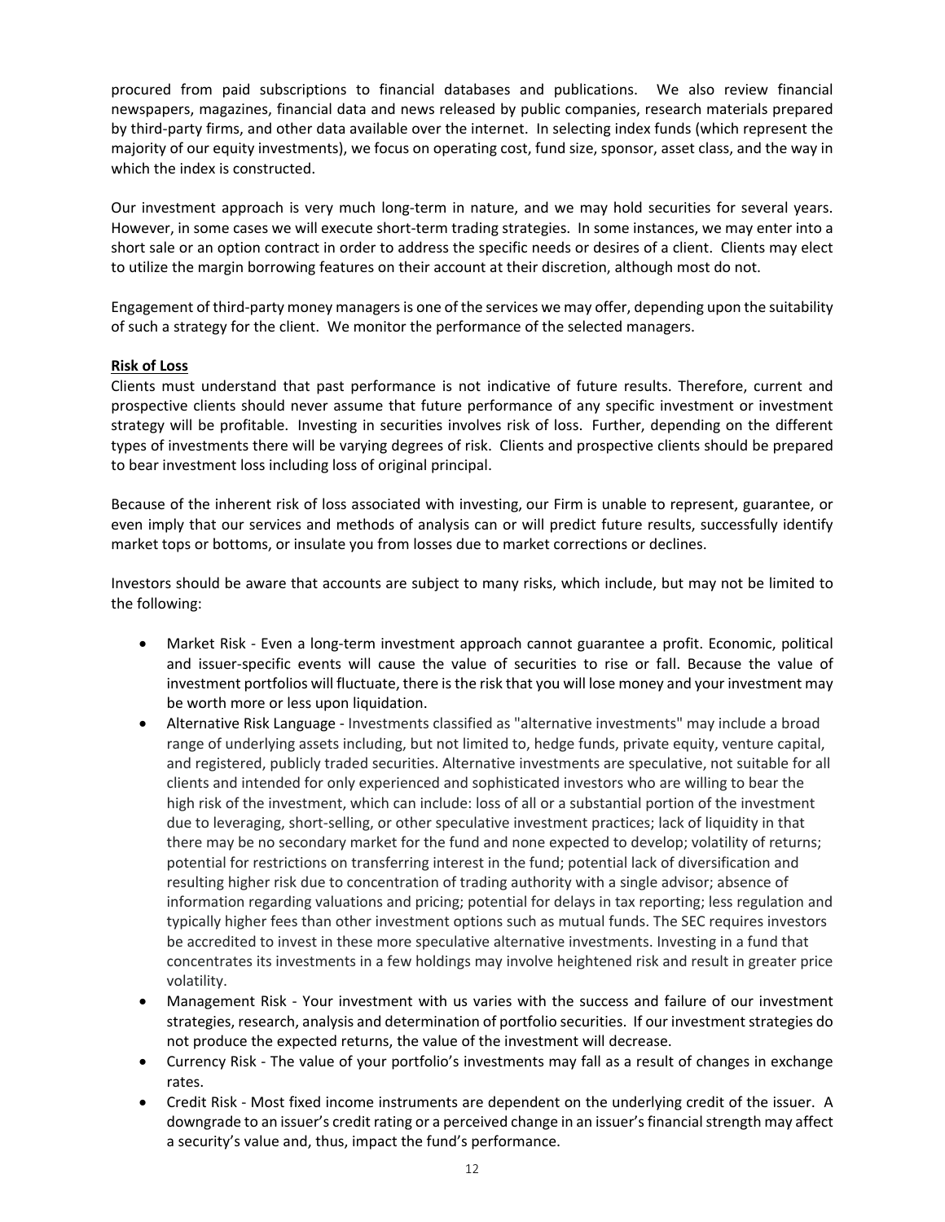procured from paid subscriptions to financial databases and publications. We also review financial newspapers, magazines, financial data and news released by public companies, research materials prepared by third-party firms, and other data available over the internet. In selecting index funds (which represent the majority of our equity investments), we focus on operating cost, fund size, sponsor, asset class, and the way in which the index is constructed.

Our investment approach is very much long-term in nature, and we may hold securities for several years. However, in some cases we will execute short-term trading strategies. In some instances, we may enter into a short sale or an option contract in order to address the specific needs or desires of a client. Clients may elect to utilize the margin borrowing features on their account at their discretion, although most do not.

Engagement of third-party money managers is one of the services we may offer, depending upon the suitability of such a strategy for the client. We monitor the performance of the selected managers.

**Risk of Loss**

Clients must understand that past performance is not indicative of future results. Therefore, current and prospective clients should never assume that future performance of any specific investment or investment strategy will be profitable. Investing in securities involves risk of loss. Further, depending on the different types of investments there will be varying degrees of risk. Clients and prospective clients should be prepared to bear investment loss including loss of original principal.

Because of the inherent risk of loss associated with investing, our Firm is unable to represent, guarantee, or even imply that our services and methods of analysis can or will predict future results, successfully identify market tops or bottoms, or insulate you from losses due to market corrections or declines.

Investors should be aware that accounts are subject to many risks, which include, but may not be limited to the following:

- Market Risk - Even a long-term investment approach cannot guarantee a profit. Economic, political and issuer-specific events will cause the value of securities to rise or fall. Because the value of investment portfolios will fluctuate, there is the risk that you will lose money and your investment may be worth more or less upon liquidation.
- Alternative Risk Language - Investments classified as "alternative investments" may include a broad range of underlying assets including, but not limited to, hedge funds, private equity, venture capital, and registered, publicly traded securities. Alternative investments are speculative, not suitable for all clients and intended for only experienced and sophisticated investors who are willing to bear the high risk of the investment, which can include: loss of all or a substantial portion of the investment due to leveraging, short-selling, or other speculative investment practices; lack of liquidity in that there may be no secondary market for the fund and none expected to develop; volatility of returns; potential for restrictions on transferring interest in the fund; potential lack of diversification and resulting higher risk due to concentration of trading authority with a single advisor; absence of information regarding valuations and pricing; potential for delays in tax reporting; less regulation and typically higher fees than other investment options such as mutual funds. The SEC requires investors be accredited to invest in these more speculative alternative investments. Investing in a fund that concentrates its investments in a few holdings may involve heightened risk and result in greater price volatility.
- Management Risk - Your investment with us varies with the success and failure of our investment strategies, research, analysis and determination of portfolio securities. If our investment strategies do not produce the expected returns, the value of the investment will decrease.
- Currency Risk - The value of your portfolio's investments may fall as a result of changes in exchange rates.
- Credit Risk - Most fixed income instruments are dependent on the underlying credit of the issuer. A downgrade to an issuer's credit rating or a perceived change in an issuer's financial strength may affect a security's value and, thus, impact the fund's performance.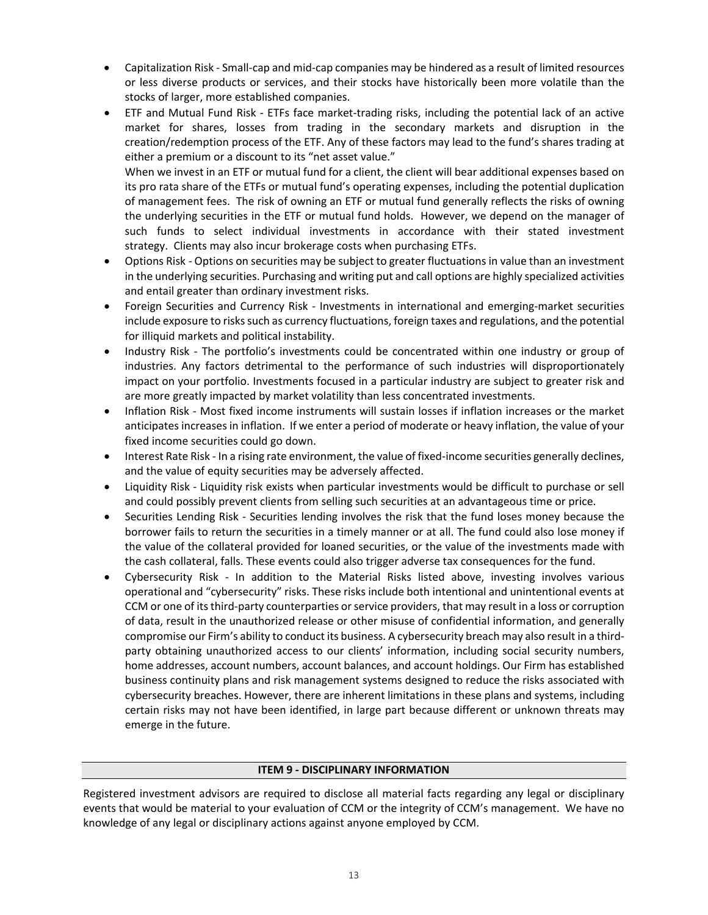- Capitalization Risk - Small-cap and mid-cap companies may be hindered as a result of limited resources or less diverse products or services, and their stocks have historically been more volatile than the stocks of larger, more established companies.
- ETF and Mutual Fund Risk - ETFs face market-trading risks, including the potential lack of an active market for shares, losses from trading in the secondary markets and disruption in the creation/redemption process of the ETF. Any of these factors may lead to the fund's shares trading at either a premium or a discount to its "net asset value."

  When we invest in an ETF or mutual fund for a client, the client will bear additional expenses based on its pro rata share of the ETFs or mutual fund's operating expenses, including the potential duplication of management fees. The risk of owning an ETF or mutual fund generally reflects the risks of owning the underlying securities in the ETF or mutual fund holds. However, we depend on the manager of such funds to select individual investments in accordance with their stated investment strategy. Clients may also incur brokerage costs when purchasing ETFs.
- Options Risk - Options on securities may be subject to greater fluctuations in value than an investment in the underlying securities. Purchasing and writing put and call options are highly specialized activities and entail greater than ordinary investment risks.
- Foreign Securities and Currency Risk - Investments in international and emerging-market securities include exposure to risks such as currency fluctuations, foreign taxes and regulations, and the potential for illiquid markets and political instability.
- Industry Risk - The portfolio's investments could be concentrated within one industry or group of industries. Any factors detrimental to the performance of such industries will disproportionately impact on your portfolio. Investments focused in a particular industry are subject to greater risk and are more greatly impacted by market volatility than less concentrated investments.
- Inflation Risk - Most fixed income instruments will sustain losses if inflation increases or the market anticipates increases in inflation. If we enter a period of moderate or heavy inflation, the value of your fixed income securities could go down.
- Interest Rate Risk - In a rising rate environment, the value of fixed-income securities generally declines, and the value of equity securities may be adversely affected.
- Liquidity Risk - Liquidity risk exists when particular investments would be difficult to purchase or sell and could possibly prevent clients from selling such securities at an advantageous time or price.
- Securities Lending Risk - Securities lending involves the risk that the fund loses money because the borrower fails to return the securities in a timely manner or at all. The fund could also lose money if the value of the collateral provided for loaned securities, or the value of the investments made with the cash collateral, falls. These events could also trigger adverse tax consequences for the fund.
- Cybersecurity Risk - In addition to the Material Risks listed above, investing involves various operational and "cybersecurity" risks. These risks include both intentional and unintentional events at CCM or one of its third-party counterparties or service providers, that may result in a loss or corruption of data, result in the unauthorized release or other misuse of confidential information, and generally compromise our Firm's ability to conduct its business. A cybersecurity breach may also result in a third-party obtaining unauthorized access to our clients' information, including social security numbers, home addresses, account numbers, account balances, and account holdings. Our Firm has established business continuity plans and risk management systems designed to reduce the risks associated with cybersecurity breaches. However, there are inherent limitations in these plans and systems, including certain risks may not have been identified, in large part because different or unknown threats may emerge in the future.

## ITEM 9 - DISCIPLINARY INFORMATION

Registered investment advisors are required to disclose all material facts regarding any legal or disciplinary events that would be material to your evaluation of CCM or the integrity of CCM's management. We have no knowledge of any legal or disciplinary actions against anyone employed by CCM.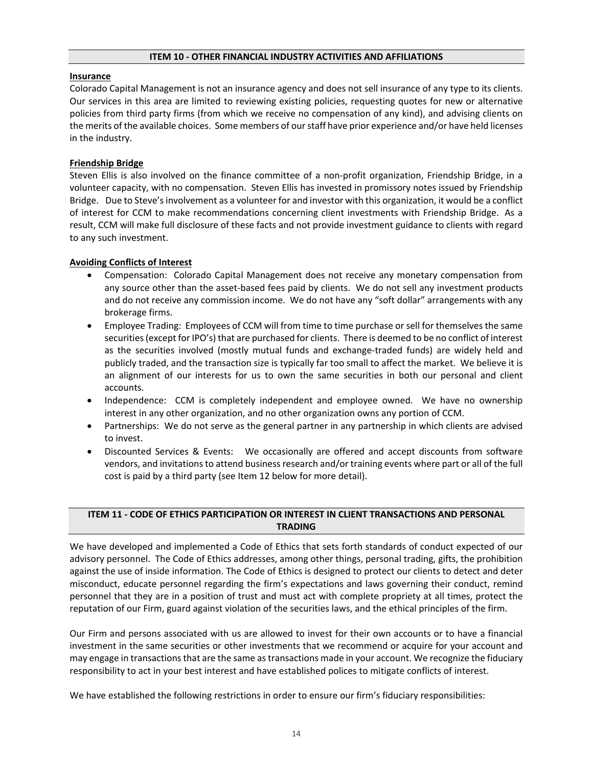## ITEM 10 - OTHER FINANCIAL INDUSTRY ACTIVITIES AND AFFILIATIONS

**Insurance**

Colorado Capital Management is not an insurance agency and does not sell insurance of any type to its clients. Our services in this area are limited to reviewing existing policies, requesting quotes for new or alternative policies from third party firms (from which we receive no compensation of any kind), and advising clients on the merits of the available choices. Some members of our staff have prior experience and/or have held licenses in the industry.

**Friendship Bridge**

Steven Ellis is also involved on the finance committee of a non-profit organization, Friendship Bridge, in a volunteer capacity, with no compensation. Steven Ellis has invested in promissory notes issued by Friendship Bridge. Due to Steve's involvement as a volunteer for and investor with this organization, it would be a conflict of interest for CCM to make recommendations concerning client investments with Friendship Bridge. As a result, CCM will make full disclosure of these facts and not provide investment guidance to clients with regard to any such investment.

**Avoiding Conflicts of Interest**

- Compensation: Colorado Capital Management does not receive any monetary compensation from any source other than the asset-based fees paid by clients. We do not sell any investment products and do not receive any commission income. We do not have any "soft dollar" arrangements with any brokerage firms.
- Employee Trading: Employees of CCM will from time to time purchase or sell for themselves the same securities (except for IPO's) that are purchased for clients. There is deemed to be no conflict of interest as the securities involved (mostly mutual funds and exchange-traded funds) are widely held and publicly traded, and the transaction size is typically far too small to affect the market. We believe it is an alignment of our interests for us to own the same securities in both our personal and client accounts.
- Independence: CCM is completely independent and employee owned. We have no ownership interest in any other organization, and no other organization owns any portion of CCM.
- Partnerships: We do not serve as the general partner in any partnership in which clients are advised to invest.
- Discounted Services & Events: We occasionally are offered and accept discounts from software vendors, and invitations to attend business research and/or training events where part or all of the full cost is paid by a third party (see Item 12 below for more detail).

## ITEM 11 - CODE OF ETHICS PARTICIPATION OR INTEREST IN CLIENT TRANSACTIONS AND PERSONAL TRADING

We have developed and implemented a Code of Ethics that sets forth standards of conduct expected of our advisory personnel. The Code of Ethics addresses, among other things, personal trading, gifts, the prohibition against the use of inside information. The Code of Ethics is designed to protect our clients to detect and deter misconduct, educate personnel regarding the firm's expectations and laws governing their conduct, remind personnel that they are in a position of trust and must act with complete propriety at all times, protect the reputation of our Firm, guard against violation of the securities laws, and the ethical principles of the firm.

Our Firm and persons associated with us are allowed to invest for their own accounts or to have a financial investment in the same securities or other investments that we recommend or acquire for your account and may engage in transactions that are the same as transactions made in your account. We recognize the fiduciary responsibility to act in your best interest and have established polices to mitigate conflicts of interest.

We have established the following restrictions in order to ensure our firm's fiduciary responsibilities: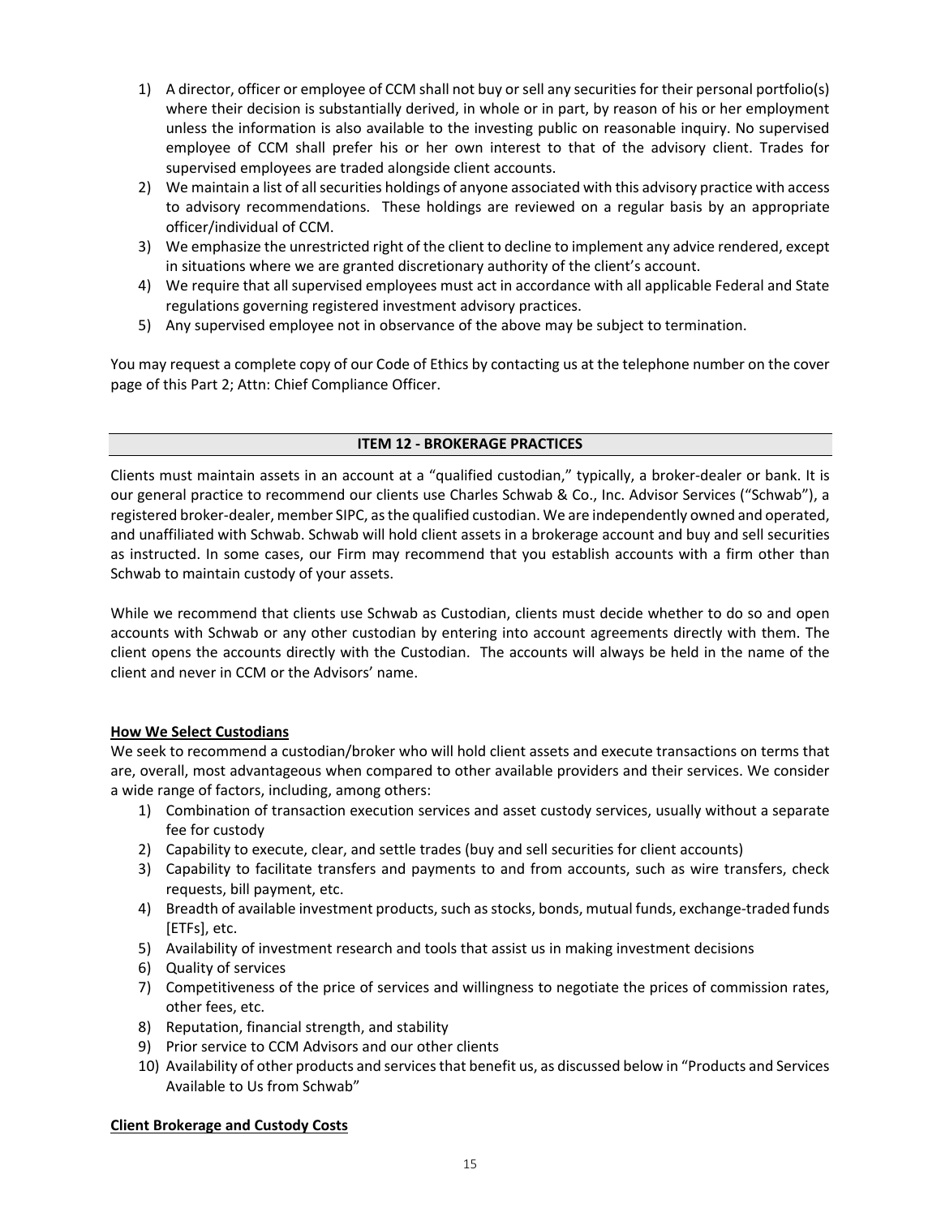1) A director, officer or employee of CCM shall not buy or sell any securities for their personal portfolio(s) where their decision is substantially derived, in whole or in part, by reason of his or her employment unless the information is also available to the investing public on reasonable inquiry. No supervised employee of CCM shall prefer his or her own interest to that of the advisory client. Trades for supervised employees are traded alongside client accounts.
2) We maintain a list of all securities holdings of anyone associated with this advisory practice with access to advisory recommendations. These holdings are reviewed on a regular basis by an appropriate officer/individual of CCM.
3) We emphasize the unrestricted right of the client to decline to implement any advice rendered, except in situations where we are granted discretionary authority of the client's account.
4) We require that all supervised employees must act in accordance with all applicable Federal and State regulations governing registered investment advisory practices.
5) Any supervised employee not in observance of the above may be subject to termination.

You may request a complete copy of our Code of Ethics by contacting us at the telephone number on the cover page of this Part 2; Attn: Chief Compliance Officer.

## ITEM 12 - BROKERAGE PRACTICES

Clients must maintain assets in an account at a "qualified custodian," typically, a broker-dealer or bank. It is our general practice to recommend our clients use Charles Schwab & Co., Inc. Advisor Services ("Schwab"), a registered broker-dealer, member SIPC, as the qualified custodian. We are independently owned and operated, and unaffiliated with Schwab. Schwab will hold client assets in a brokerage account and buy and sell securities as instructed. In some cases, our Firm may recommend that you establish accounts with a firm other than Schwab to maintain custody of your assets.

While we recommend that clients use Schwab as Custodian, clients must decide whether to do so and open accounts with Schwab or any other custodian by entering into account agreements directly with them. The client opens the accounts directly with the Custodian. The accounts will always be held in the name of the client and never in CCM or the Advisors' name.

**How We Select Custodians**

We seek to recommend a custodian/broker who will hold client assets and execute transactions on terms that are, overall, most advantageous when compared to other available providers and their services. We consider a wide range of factors, including, among others:

1) Combination of transaction execution services and asset custody services, usually without a separate fee for custody
2) Capability to execute, clear, and settle trades (buy and sell securities for client accounts)
3) Capability to facilitate transfers and payments to and from accounts, such as wire transfers, check requests, bill payment, etc.
4) Breadth of available investment products, such as stocks, bonds, mutual funds, exchange-traded funds [ETFs], etc.
5) Availability of investment research and tools that assist us in making investment decisions
6) Quality of services
7) Competitiveness of the price of services and willingness to negotiate the prices of commission rates, other fees, etc.
8) Reputation, financial strength, and stability
9) Prior service to CCM Advisors and our other clients
10) Availability of other products and services that benefit us, as discussed below in "Products and Services Available to Us from Schwab"

**Client Brokerage and Custody Costs**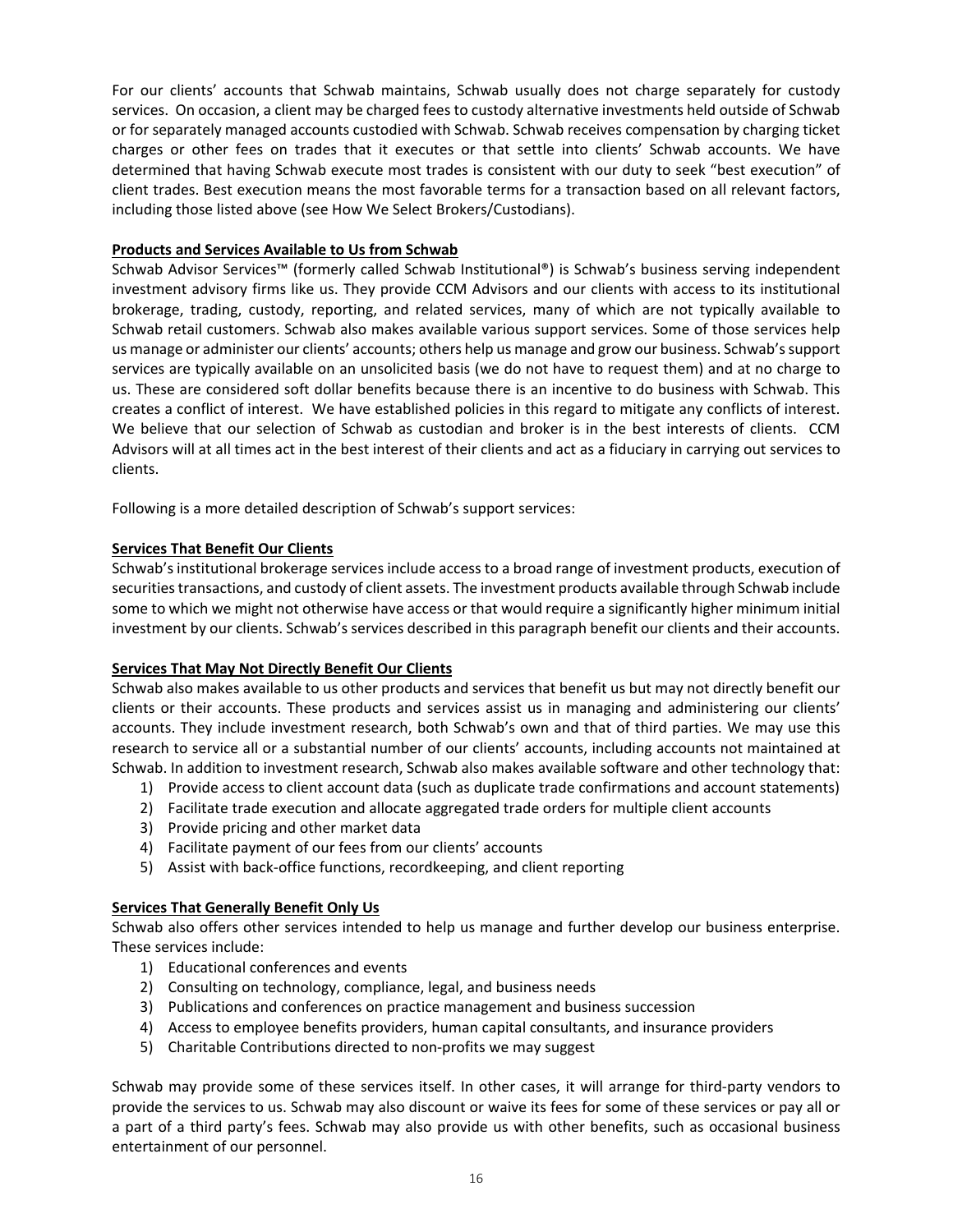For our clients' accounts that Schwab maintains, Schwab usually does not charge separately for custody services. On occasion, a client may be charged fees to custody alternative investments held outside of Schwab or for separately managed accounts custodied with Schwab. Schwab receives compensation by charging ticket charges or other fees on trades that it executes or that settle into clients' Schwab accounts. We have determined that having Schwab execute most trades is consistent with our duty to seek "best execution" of client trades. Best execution means the most favorable terms for a transaction based on all relevant factors, including those listed above (see How We Select Brokers/Custodians).

**Products and Services Available to Us from Schwab**

Schwab Advisor Services™ (formerly called Schwab Institutional®) is Schwab's business serving independent investment advisory firms like us. They provide CCM Advisors and our clients with access to its institutional brokerage, trading, custody, reporting, and related services, many of which are not typically available to Schwab retail customers. Schwab also makes available various support services. Some of those services help us manage or administer our clients' accounts; others help us manage and grow our business. Schwab's support services are typically available on an unsolicited basis (we do not have to request them) and at no charge to us. These are considered soft dollar benefits because there is an incentive to do business with Schwab. This creates a conflict of interest. We have established policies in this regard to mitigate any conflicts of interest. We believe that our selection of Schwab as custodian and broker is in the best interests of clients. CCM Advisors will at all times act in the best interest of their clients and act as a fiduciary in carrying out services to clients.

Following is a more detailed description of Schwab's support services:

**Services That Benefit Our Clients**

Schwab's institutional brokerage services include access to a broad range of investment products, execution of securities transactions, and custody of client assets. The investment products available through Schwab include some to which we might not otherwise have access or that would require a significantly higher minimum initial investment by our clients. Schwab's services described in this paragraph benefit our clients and their accounts.

**Services That May Not Directly Benefit Our Clients**

Schwab also makes available to us other products and services that benefit us but may not directly benefit our clients or their accounts. These products and services assist us in managing and administering our clients' accounts. They include investment research, both Schwab's own and that of third parties. We may use this research to service all or a substantial number of our clients' accounts, including accounts not maintained at Schwab. In addition to investment research, Schwab also makes available software and other technology that:

1) Provide access to client account data (such as duplicate trade confirmations and account statements)
2) Facilitate trade execution and allocate aggregated trade orders for multiple client accounts
3) Provide pricing and other market data
4) Facilitate payment of our fees from our clients' accounts
5) Assist with back-office functions, recordkeeping, and client reporting

**Services That Generally Benefit Only Us**

Schwab also offers other services intended to help us manage and further develop our business enterprise. These services include:

1) Educational conferences and events
2) Consulting on technology, compliance, legal, and business needs
3) Publications and conferences on practice management and business succession
4) Access to employee benefits providers, human capital consultants, and insurance providers
5) Charitable Contributions directed to non-profits we may suggest

Schwab may provide some of these services itself. In other cases, it will arrange for third-party vendors to provide the services to us. Schwab may also discount or waive its fees for some of these services or pay all or a part of a third party's fees. Schwab may also provide us with other benefits, such as occasional business entertainment of our personnel.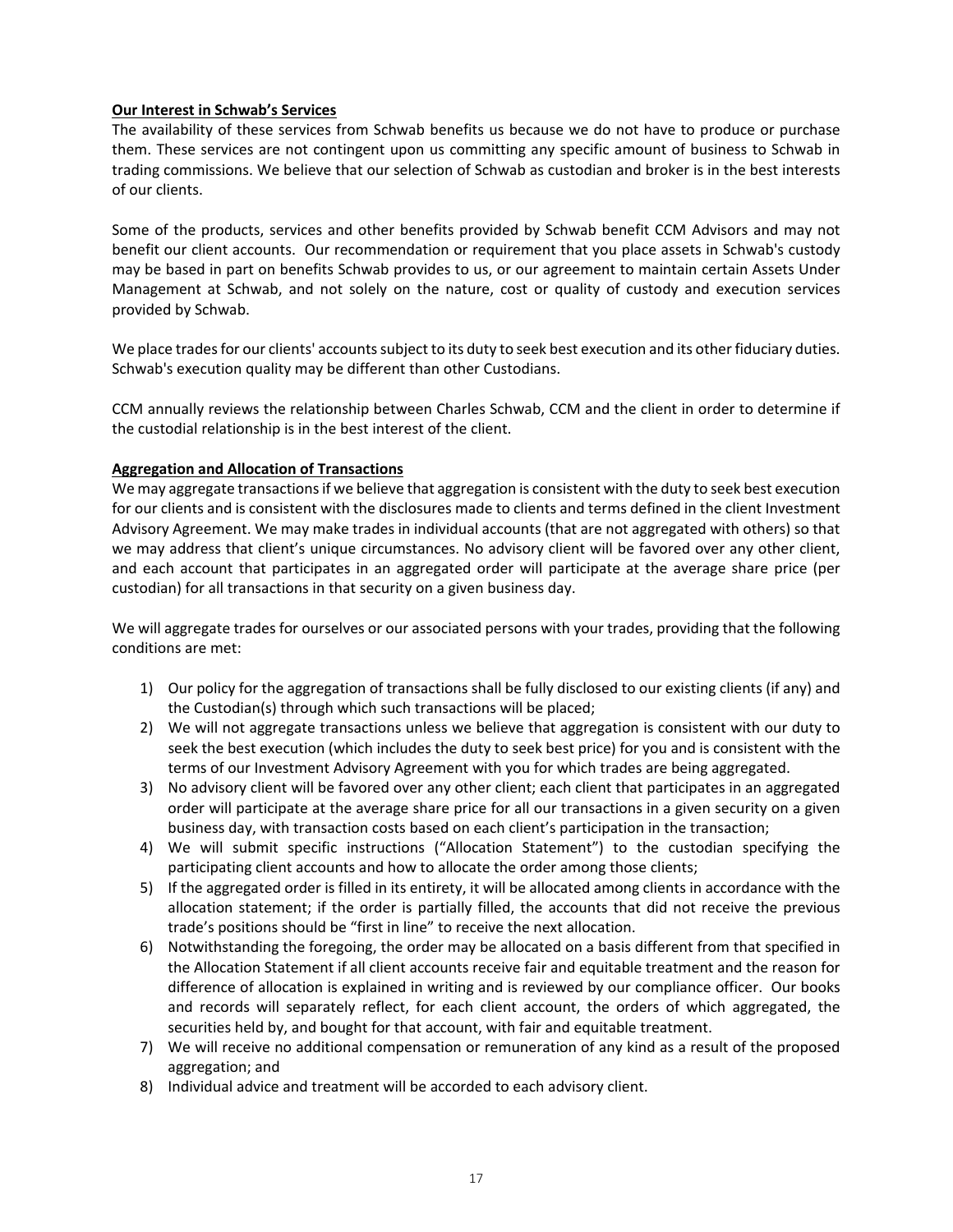**Our Interest in Schwab's Services**

The availability of these services from Schwab benefits us because we do not have to produce or purchase them. These services are not contingent upon us committing any specific amount of business to Schwab in trading commissions. We believe that our selection of Schwab as custodian and broker is in the best interests of our clients.

Some of the products, services and other benefits provided by Schwab benefit CCM Advisors and may not benefit our client accounts. Our recommendation or requirement that you place assets in Schwab's custody may be based in part on benefits Schwab provides to us, or our agreement to maintain certain Assets Under Management at Schwab, and not solely on the nature, cost or quality of custody and execution services provided by Schwab.

We place trades for our clients' accounts subject to its duty to seek best execution and its other fiduciary duties. Schwab's execution quality may be different than other Custodians.

CCM annually reviews the relationship between Charles Schwab, CCM and the client in order to determine if the custodial relationship is in the best interest of the client.

**Aggregation and Allocation of Transactions**

We may aggregate transactions if we believe that aggregation is consistent with the duty to seek best execution for our clients and is consistent with the disclosures made to clients and terms defined in the client Investment Advisory Agreement. We may make trades in individual accounts (that are not aggregated with others) so that we may address that client's unique circumstances. No advisory client will be favored over any other client, and each account that participates in an aggregated order will participate at the average share price (per custodian) for all transactions in that security on a given business day.

We will aggregate trades for ourselves or our associated persons with your trades, providing that the following conditions are met:

1) Our policy for the aggregation of transactions shall be fully disclosed to our existing clients (if any) and the Custodian(s) through which such transactions will be placed;
2) We will not aggregate transactions unless we believe that aggregation is consistent with our duty to seek the best execution (which includes the duty to seek best price) for you and is consistent with the terms of our Investment Advisory Agreement with you for which trades are being aggregated.
3) No advisory client will be favored over any other client; each client that participates in an aggregated order will participate at the average share price for all our transactions in a given security on a given business day, with transaction costs based on each client's participation in the transaction;
4) We will submit specific instructions ("Allocation Statement") to the custodian specifying the participating client accounts and how to allocate the order among those clients;
5) If the aggregated order is filled in its entirety, it will be allocated among clients in accordance with the allocation statement; if the order is partially filled, the accounts that did not receive the previous trade's positions should be "first in line" to receive the next allocation.
6) Notwithstanding the foregoing, the order may be allocated on a basis different from that specified in the Allocation Statement if all client accounts receive fair and equitable treatment and the reason for difference of allocation is explained in writing and is reviewed by our compliance officer. Our books and records will separately reflect, for each client account, the orders of which aggregated, the securities held by, and bought for that account, with fair and equitable treatment.
7) We will receive no additional compensation or remuneration of any kind as a result of the proposed aggregation; and
8) Individual advice and treatment will be accorded to each advisory client.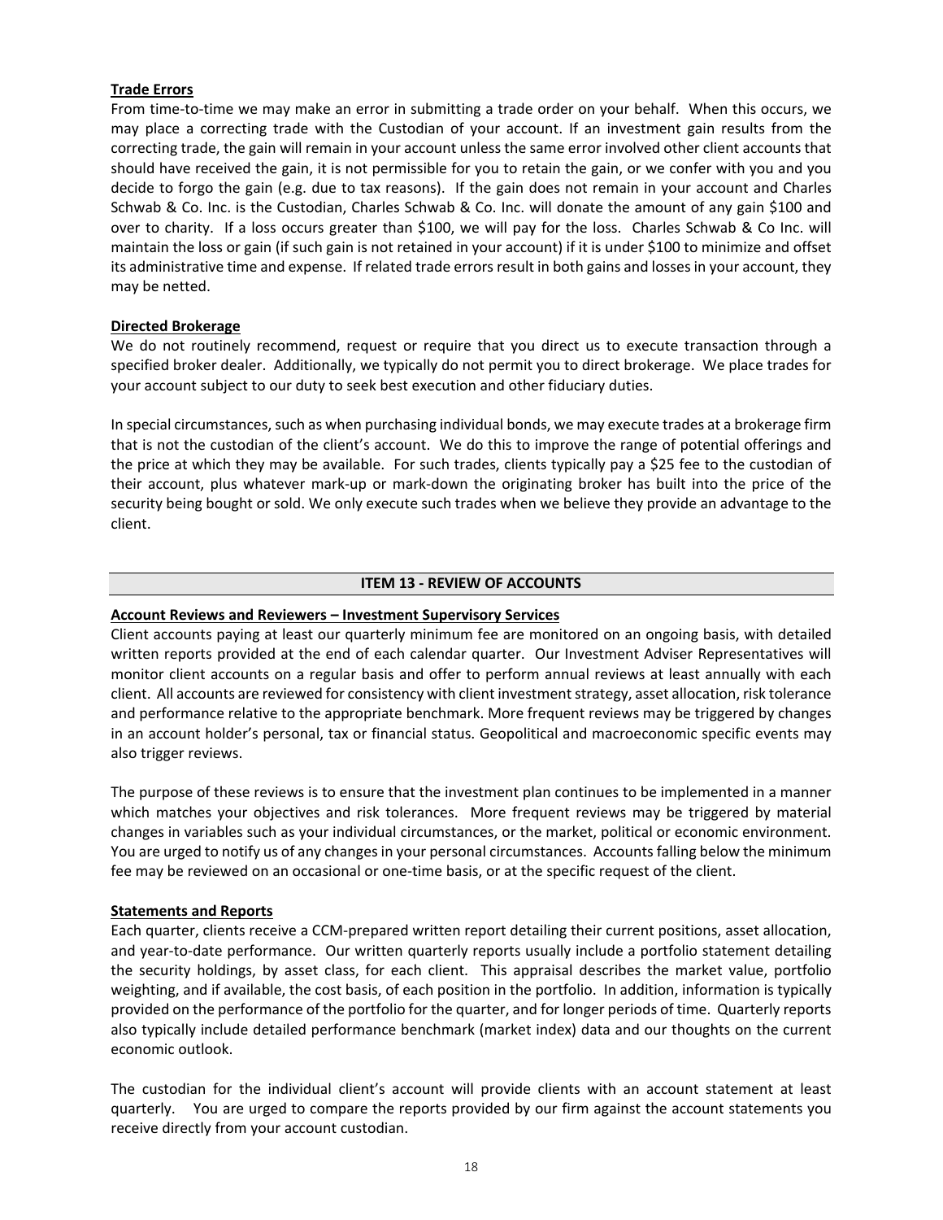**Trade Errors**

From time-to-time we may make an error in submitting a trade order on your behalf. When this occurs, we may place a correcting trade with the Custodian of your account. If an investment gain results from the correcting trade, the gain will remain in your account unless the same error involved other client accounts that should have received the gain, it is not permissible for you to retain the gain, or we confer with you and you decide to forgo the gain (e.g. due to tax reasons). If the gain does not remain in your account and Charles Schwab & Co. Inc. is the Custodian, Charles Schwab & Co. Inc. will donate the amount of any gain $100 and over to charity. If a loss occurs greater than $100, we will pay for the loss. Charles Schwab & Co Inc. will maintain the loss or gain (if such gain is not retained in your account) if it is under $100 to minimize and offset its administrative time and expense. If related trade errors result in both gains and losses in your account, they may be netted.

**Directed Brokerage**

We do not routinely recommend, request or require that you direct us to execute transaction through a specified broker dealer. Additionally, we typically do not permit you to direct brokerage. We place trades for your account subject to our duty to seek best execution and other fiduciary duties.

In special circumstances, such as when purchasing individual bonds, we may execute trades at a brokerage firm that is not the custodian of the client's account. We do this to improve the range of potential offerings and the price at which they may be available. For such trades, clients typically pay a $25 fee to the custodian of their account, plus whatever mark-up or mark-down the originating broker has built into the price of the security being bought or sold. We only execute such trades when we believe they provide an advantage to the client.

## ITEM 13 - REVIEW OF ACCOUNTS

**Account Reviews and Reviewers – Investment Supervisory Services**

Client accounts paying at least our quarterly minimum fee are monitored on an ongoing basis, with detailed written reports provided at the end of each calendar quarter. Our Investment Adviser Representatives will monitor client accounts on a regular basis and offer to perform annual reviews at least annually with each client. All accounts are reviewed for consistency with client investment strategy, asset allocation, risk tolerance and performance relative to the appropriate benchmark. More frequent reviews may be triggered by changes in an account holder's personal, tax or financial status. Geopolitical and macroeconomic specific events may also trigger reviews.

The purpose of these reviews is to ensure that the investment plan continues to be implemented in a manner which matches your objectives and risk tolerances. More frequent reviews may be triggered by material changes in variables such as your individual circumstances, or the market, political or economic environment. You are urged to notify us of any changes in your personal circumstances. Accounts falling below the minimum fee may be reviewed on an occasional or one-time basis, or at the specific request of the client.

**Statements and Reports**

Each quarter, clients receive a CCM-prepared written report detailing their current positions, asset allocation, and year-to-date performance. Our written quarterly reports usually include a portfolio statement detailing the security holdings, by asset class, for each client. This appraisal describes the market value, portfolio weighting, and if available, the cost basis, of each position in the portfolio. In addition, information is typically provided on the performance of the portfolio for the quarter, and for longer periods of time. Quarterly reports also typically include detailed performance benchmark (market index) data and our thoughts on the current economic outlook.

The custodian for the individual client's account will provide clients with an account statement at least quarterly. You are urged to compare the reports provided by our firm against the account statements you receive directly from your account custodian.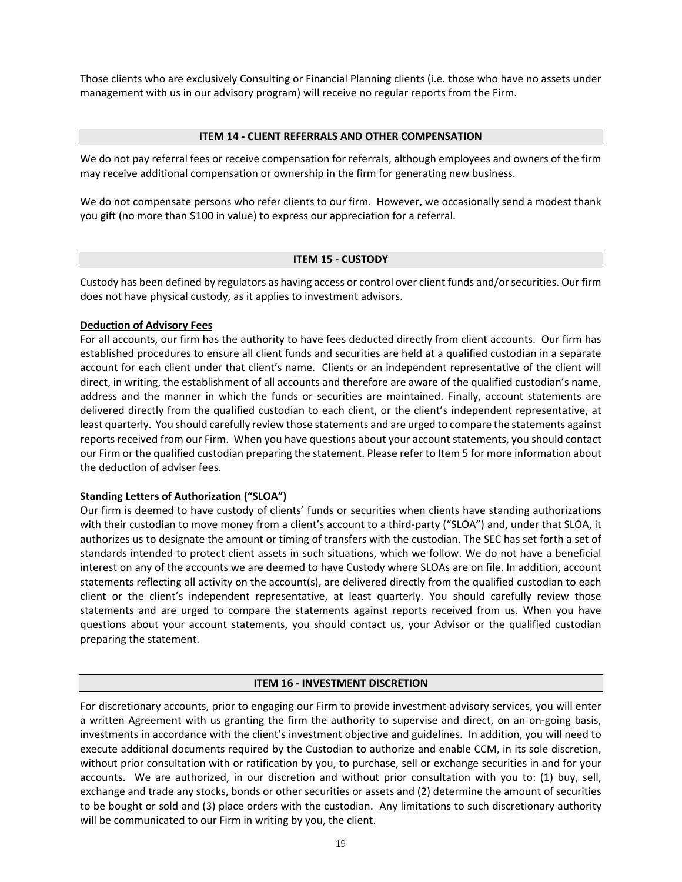Those clients who are exclusively Consulting or Financial Planning clients (i.e. those who have no assets under management with us in our advisory program) will receive no regular reports from the Firm.

## ITEM 14 - CLIENT REFERRALS AND OTHER COMPENSATION

We do not pay referral fees or receive compensation for referrals, although employees and owners of the firm may receive additional compensation or ownership in the firm for generating new business.

We do not compensate persons who refer clients to our firm. However, we occasionally send a modest thank you gift (no more than $100 in value) to express our appreciation for a referral.

## ITEM 15 - CUSTODY

Custody has been defined by regulators as having access or control over client funds and/or securities. Our firm does not have physical custody, as it applies to investment advisors.

**Deduction of Advisory Fees**

For all accounts, our firm has the authority to have fees deducted directly from client accounts. Our firm has established procedures to ensure all client funds and securities are held at a qualified custodian in a separate account for each client under that client's name. Clients or an independent representative of the client will direct, in writing, the establishment of all accounts and therefore are aware of the qualified custodian's name, address and the manner in which the funds or securities are maintained. Finally, account statements are delivered directly from the qualified custodian to each client, or the client's independent representative, at least quarterly. You should carefully review those statements and are urged to compare the statements against reports received from our Firm. When you have questions about your account statements, you should contact our Firm or the qualified custodian preparing the statement. Please refer to Item 5 for more information about the deduction of adviser fees.

**Standing Letters of Authorization ("SLOA")**

Our firm is deemed to have custody of clients' funds or securities when clients have standing authorizations with their custodian to move money from a client's account to a third-party ("SLOA") and, under that SLOA, it authorizes us to designate the amount or timing of transfers with the custodian. The SEC has set forth a set of standards intended to protect client assets in such situations, which we follow. We do not have a beneficial interest on any of the accounts we are deemed to have Custody where SLOAs are on file. In addition, account statements reflecting all activity on the account(s), are delivered directly from the qualified custodian to each client or the client's independent representative, at least quarterly. You should carefully review those statements and are urged to compare the statements against reports received from us. When you have questions about your account statements, you should contact us, your Advisor or the qualified custodian preparing the statement.

## ITEM 16 - INVESTMENT DISCRETION

For discretionary accounts, prior to engaging our Firm to provide investment advisory services, you will enter a written Agreement with us granting the firm the authority to supervise and direct, on an on-going basis, investments in accordance with the client's investment objective and guidelines. In addition, you will need to execute additional documents required by the Custodian to authorize and enable CCM, in its sole discretion, without prior consultation with or ratification by you, to purchase, sell or exchange securities in and for your accounts. We are authorized, in our discretion and without prior consultation with you to: (1) buy, sell, exchange and trade any stocks, bonds or other securities or assets and (2) determine the amount of securities to be bought or sold and (3) place orders with the custodian. Any limitations to such discretionary authority will be communicated to our Firm in writing by you, the client.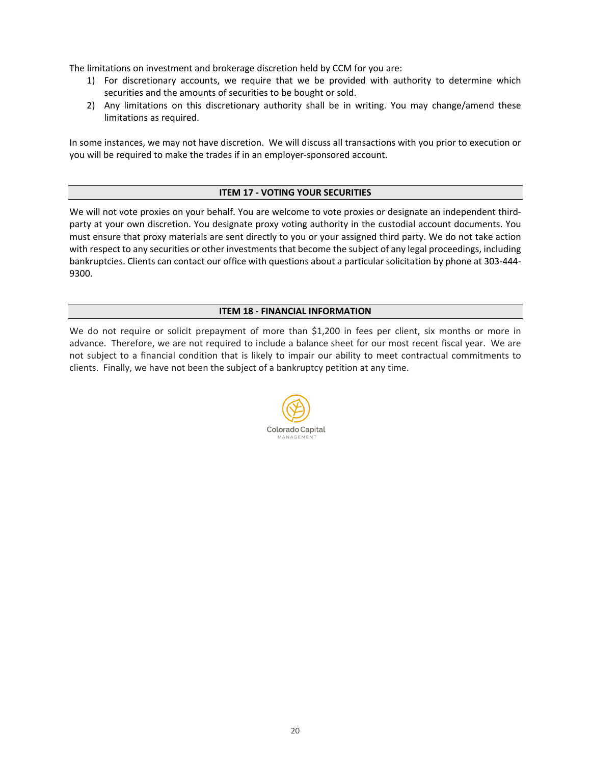The limitations on investment and brokerage discretion held by CCM for you are:

1) For discretionary accounts, we require that we be provided with authority to determine which securities and the amounts of securities to be bought or sold.
2) Any limitations on this discretionary authority shall be in writing. You may change/amend these limitations as required.

In some instances, we may not have discretion. We will discuss all transactions with you prior to execution or you will be required to make the trades if in an employer-sponsored account.

## ITEM 17 - VOTING YOUR SECURITIES

We will not vote proxies on your behalf. You are welcome to vote proxies or designate an independent third-party at your own discretion. You designate proxy voting authority in the custodial account documents. You must ensure that proxy materials are sent directly to you or your assigned third party. We do not take action with respect to any securities or other investments that become the subject of any legal proceedings, including bankruptcies. Clients can contact our office with questions about a particular solicitation by phone at 303-444-9300.

## ITEM 18 - FINANCIAL INFORMATION

We do not require or solicit prepayment of more than $1,200 in fees per client, six months or more in advance. Therefore, we are not required to include a balance sheet for our most recent fiscal year. We are not subject to a financial condition that is likely to impair our ability to meet contractual commitments to clients. Finally, we have not been the subject of a bankruptcy petition at any time.

Colorado Capital
MANAGEMENT